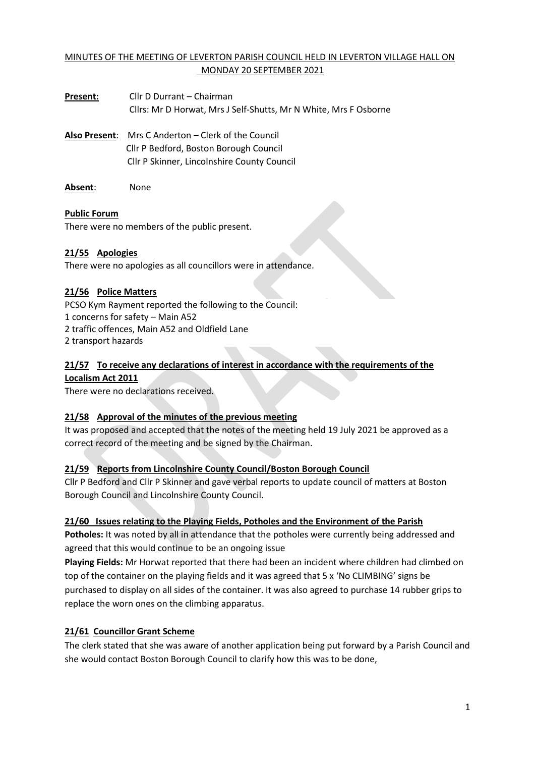MINUTES OF THE MEETING OF LEVERTON PARISH COUNCIL HELD IN LEVERTON VILLAGE HALL ON MONDAY 20 SEPTEMBER 2021

**Present:** Cllr D Durrant – Chairman
Cllrs: Mr D Horwat, Mrs J Self-Shutts, Mr N White, Mrs F Osborne

**Also Present**: Mrs C Anderton – Clerk of the Council
Cllr P Bedford, Boston Borough Council
Cllr P Skinner, Lincolnshire County Council

**Absent**: None

**Public Forum**

There were no members of the public present.

**21/55 Apologies**

There were no apologies as all councillors were in attendance.

**21/56 Police Matters**

PCSO Kym Rayment reported the following to the Council:
1 concerns for safety – Main A52
2 traffic offences, Main A52 and Oldfield Lane
2 transport hazards

**21/57 To receive any declarations of interest in accordance with the requirements of the Localism Act 2011**

There were no declarations received.

**21/58 Approval of the minutes of the previous meeting**

It was proposed and accepted that the notes of the meeting held 19 July 2021 be approved as a correct record of the meeting and be signed by the Chairman.

**21/59 Reports from Lincolnshire County Council/Boston Borough Council**

Cllr P Bedford and Cllr P Skinner and gave verbal reports to update council of matters at Boston Borough Council and Lincolnshire County Council.

**21/60 Issues relating to the Playing Fields, Potholes and the Environment of the Parish**

**Potholes:** It was noted by all in attendance that the potholes were currently being addressed and agreed that this would continue to be an ongoing issue

**Playing Fields:** Mr Horwat reported that there had been an incident where children had climbed on top of the container on the playing fields and it was agreed that 5 x 'No CLIMBING' signs be purchased to display on all sides of the container. It was also agreed to purchase 14 rubber grips to replace the worn ones on the climbing apparatus.

**21/61 Councillor Grant Scheme**

The clerk stated that she was aware of another application being put forward by a Parish Council and she would contact Boston Borough Council to clarify how this was to be done,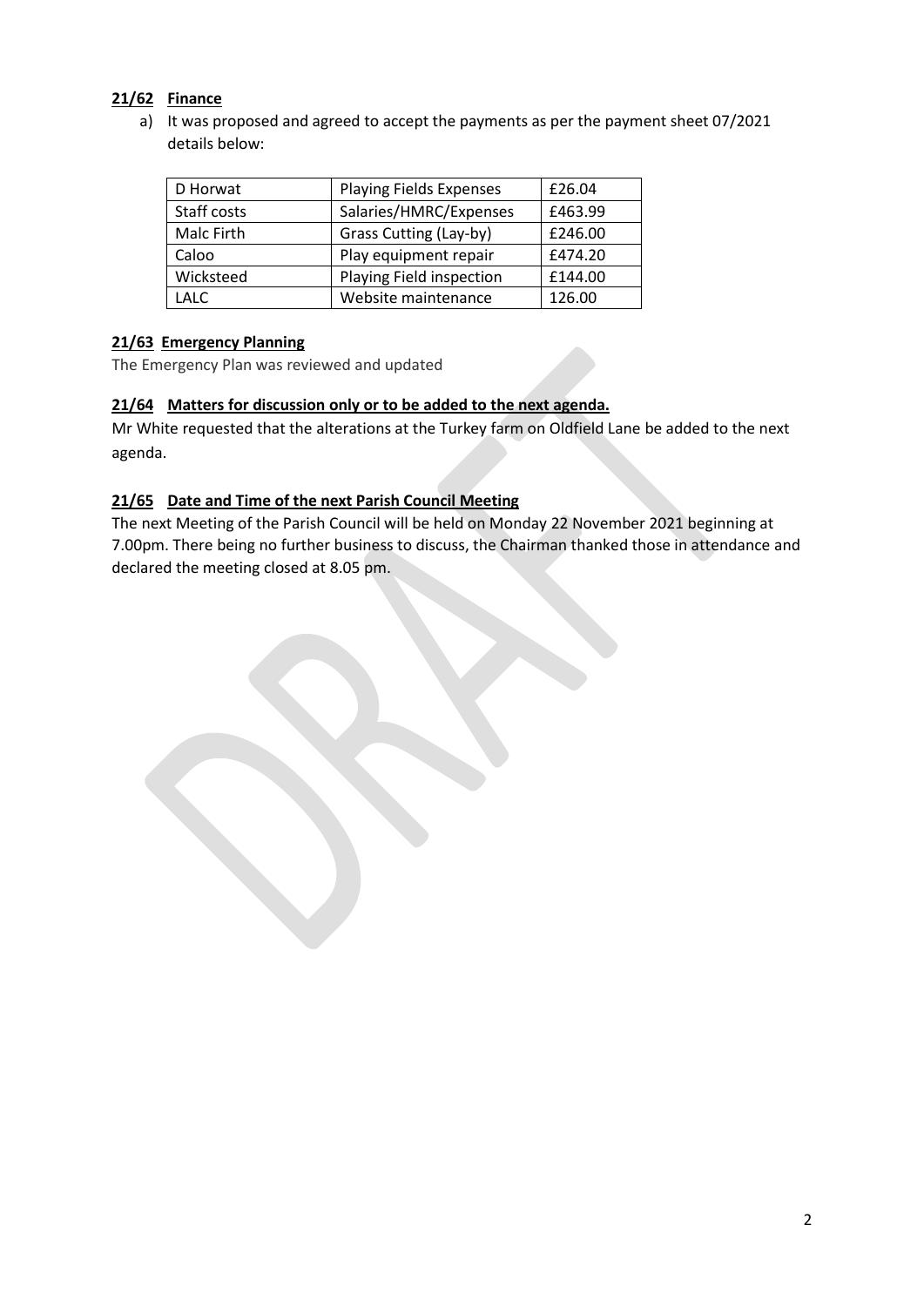**21/62 Finance**

a) It was proposed and agreed to accept the payments as per the payment sheet 07/2021 details below:

| | | |
|---|---|---|
| D Horwat | Playing Fields Expenses | £26.04 |
| Staff costs | Salaries/HMRC/Expenses | £463.99 |
| Malc Firth | Grass Cutting (Lay-by) | £246.00 |
| Caloo | Play equipment repair | £474.20 |
| Wicksteed | Playing Field inspection | £144.00 |
| LALC | Website maintenance | 126.00 |

**21/63 Emergency Planning**

The Emergency Plan was reviewed and updated

**21/64 Matters for discussion only or to be added to the next agenda.**

Mr White requested that the alterations at the Turkey farm on Oldfield Lane be added to the next agenda.

**21/65 Date and Time of the next Parish Council Meeting**

The next Meeting of the Parish Council will be held on Monday 22 November 2021 beginning at 7.00pm. There being no further business to discuss, the Chairman thanked those in attendance and declared the meeting closed at 8.05 pm.